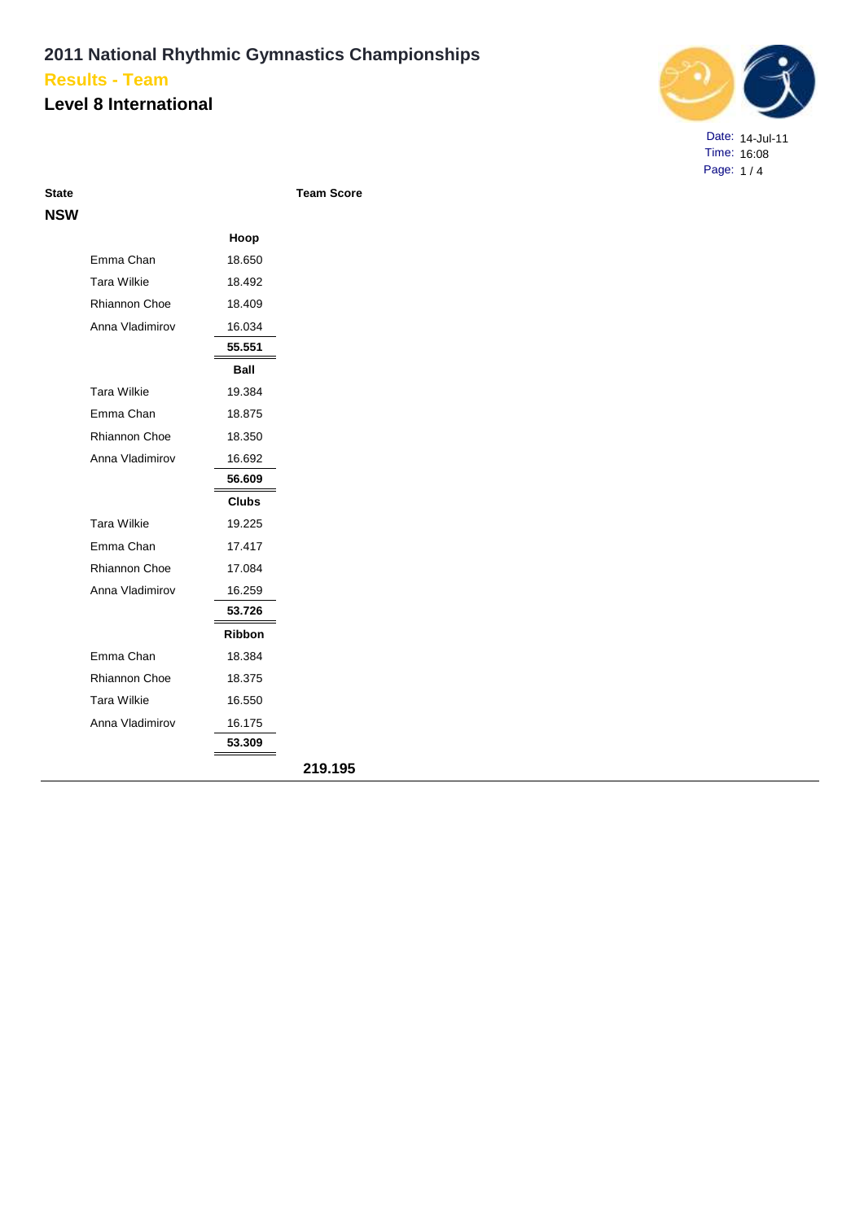# 2011 National Rhythmic Gymnastics Championships

## Results - Team

## Level 8 International

Date: 14-Jul-11
Time: 16:08

| State | | | Team Score |
|---|---|---|---|
| **NSW** | | | |
| | | **Hoop** | |
| | Emma Chan | 18.650 | |
| | Tara Wilkie | 18.492 | |
| | Rhiannon Choe | 18.409 | |
| | Anna Vladimirov | 16.034 | |
| | | **55.551** | |
| | | **Ball** | |
| | Tara Wilkie | 19.384 | |
| | Emma Chan | 18.875 | |
| | Rhiannon Choe | 18.350 | |
| | Anna Vladimirov | 16.692 | |
| | | **56.609** | |
| | | **Clubs** | |
| | Tara Wilkie | 19.225 | |
| | Emma Chan | 17.417 | |
| | Rhiannon Choe | 17.084 | |
| | Anna Vladimirov | 16.259 | |
| | | **53.726** | |
| | | **Ribbon** | |
| | Emma Chan | 18.384 | |
| | Rhiannon Choe | 18.375 | |
| | Tara Wilkie | 16.550 | |
| | Anna Vladimirov | 16.175 | |
| | | **53.309** | |
| | | | **219.195** |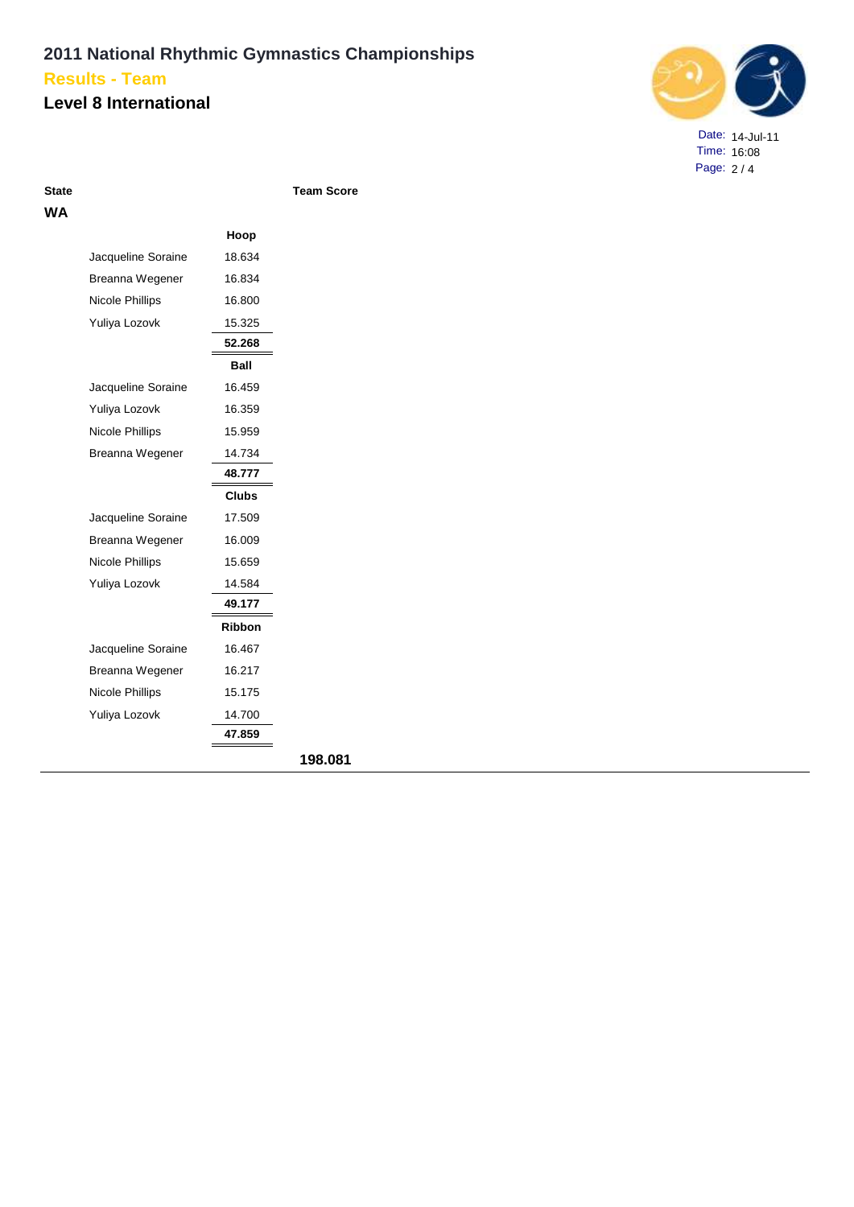# 2011 National Rhythmic Gymnastics Championships

## Results - Team

## Level 8 International

Date: 14-Jul-11
Time: 16:08

| State | | | Team Score |
|---|---|---|---|
| **WA** | | | |
| | | **Hoop** | |
| | Jacqueline Soraine | 18.634 | |
| | Breanna Wegener | 16.834 | |
| | Nicole Phillips | 16.800 | |
| | Yuliya Lozovk | 15.325 | |
| | | **52.268** | |
| | | **Ball** | |
| | Jacqueline Soraine | 16.459 | |
| | Yuliya Lozovk | 16.359 | |
| | Nicole Phillips | 15.959 | |
| | Breanna Wegener | 14.734 | |
| | | **48.777** | |
| | | **Clubs** | |
| | Jacqueline Soraine | 17.509 | |
| | Breanna Wegener | 16.009 | |
| | Nicole Phillips | 15.659 | |
| | Yuliya Lozovk | 14.584 | |
| | | **49.177** | |
| | | **Ribbon** | |
| | Jacqueline Soraine | 16.467 | |
| | Breanna Wegener | 16.217 | |
| | Nicole Phillips | 15.175 | |
| | Yuliya Lozovk | 14.700 | |
| | | **47.859** | |
| | | | **198.081** |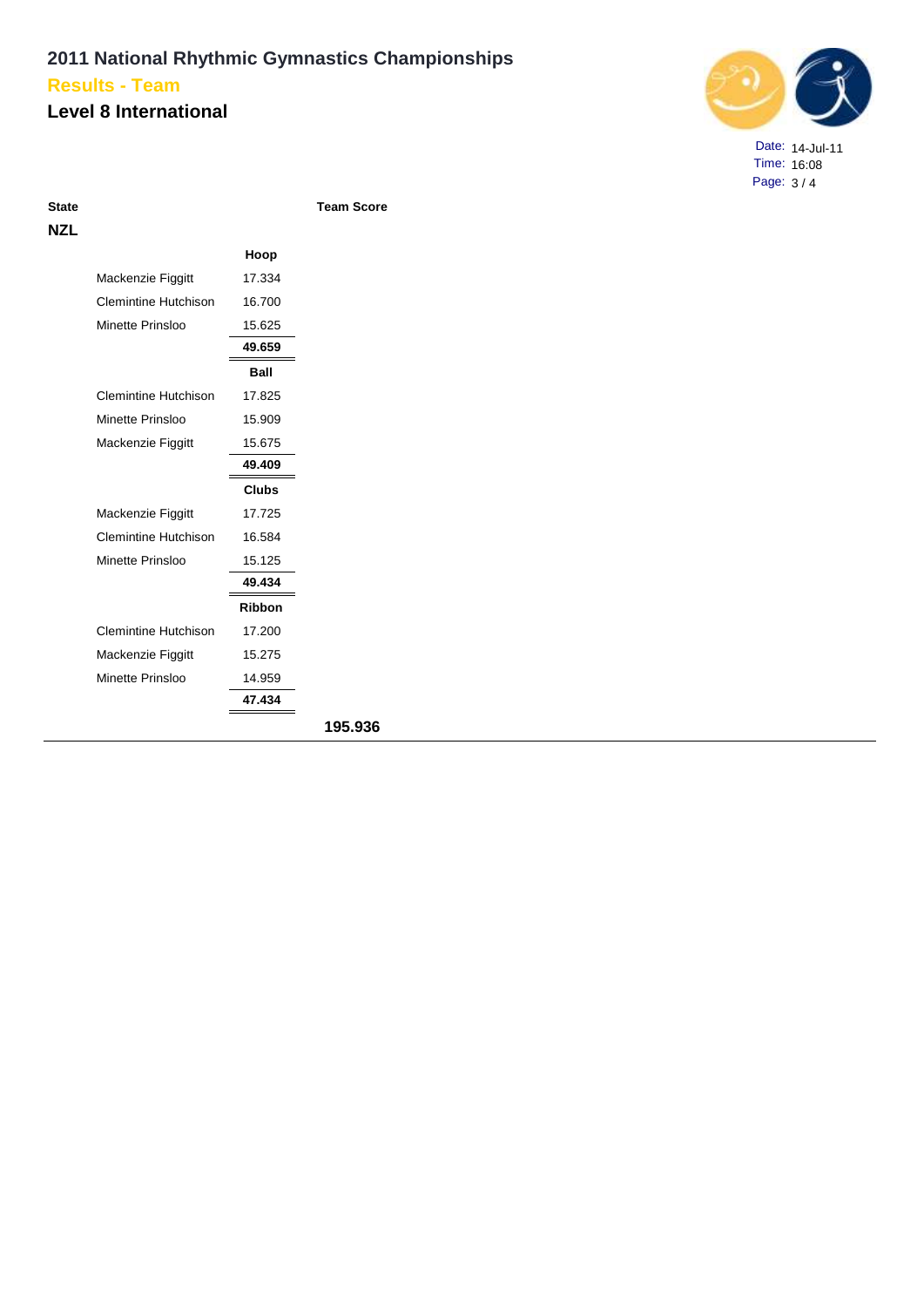# 2011 National Rhythmic Gymnastics Championships

## Results - Team

## Level 8 International

Date: 14-Jul-11
Time: 16:08

| State | | | Team Score |
|---|---|---|---|
| **NZL** | | | |
| | | **Hoop** | |
| | Mackenzie Figgitt | 17.334 | |
| | Clemintine Hutchison | 16.700 | |
| | Minette Prinsloo | 15.625 | |
| | | **49.659** | |
| | | **Ball** | |
| | Clemintine Hutchison | 17.825 | |
| | Minette Prinsloo | 15.909 | |
| | Mackenzie Figgitt | 15.675 | |
| | | **49.409** | |
| | | **Clubs** | |
| | Mackenzie Figgitt | 17.725 | |
| | Clemintine Hutchison | 16.584 | |
| | Minette Prinsloo | 15.125 | |
| | | **49.434** | |
| | | **Ribbon** | |
| | Clemintine Hutchison | 17.200 | |
| | Mackenzie Figgitt | 15.275 | |
| | Minette Prinsloo | 14.959 | |
| | | **47.434** | |
| | | | **195.936** |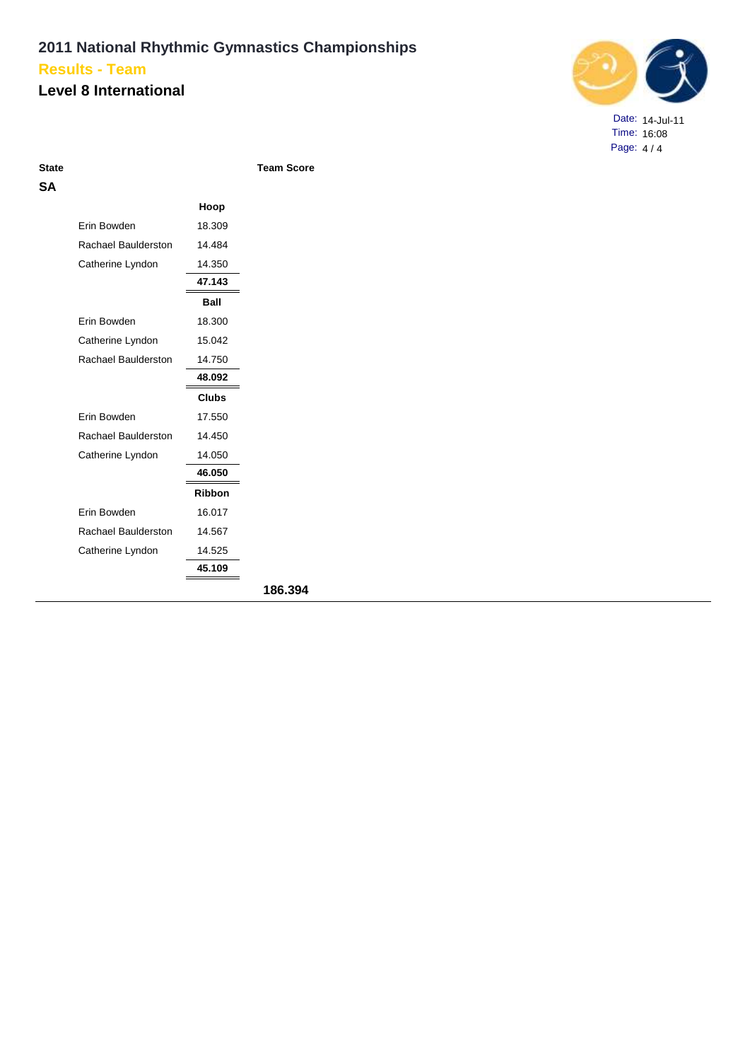# 2011 National Rhythmic Gymnastics Championships

## Results - Team

## Level 8 International

Date: 14-Jul-11
Time: 16:08

| State | | | Team Score |
|---|---|---|---|
| **SA** | | | |
| | | **Hoop** | |
| | Erin Bowden | 18.309 | |
| | Rachael Baulderston | 14.484 | |
| | Catherine Lyndon | 14.350 | |
| | | **47.143** | |
| | | **Ball** | |
| | Erin Bowden | 18.300 | |
| | Catherine Lyndon | 15.042 | |
| | Rachael Baulderston | 14.750 | |
| | | **48.092** | |
| | | **Clubs** | |
| | Erin Bowden | 17.550 | |
| | Rachael Baulderston | 14.450 | |
| | Catherine Lyndon | 14.050 | |
| | | **46.050** | |
| | | **Ribbon** | |
| | Erin Bowden | 16.017 | |
| | Rachael Baulderston | 14.567 | |
| | Catherine Lyndon | 14.525 | |
| | | **45.109** | |
| | | | **186.394** |